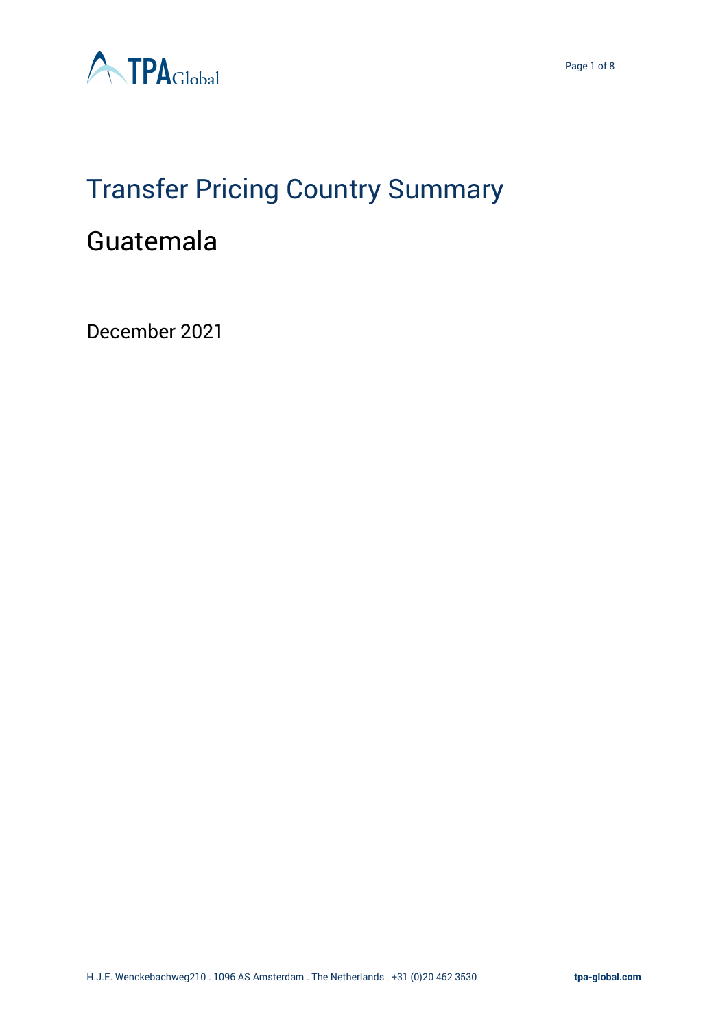# Transfer Pricing Country Summary

## Guatemala

December 2021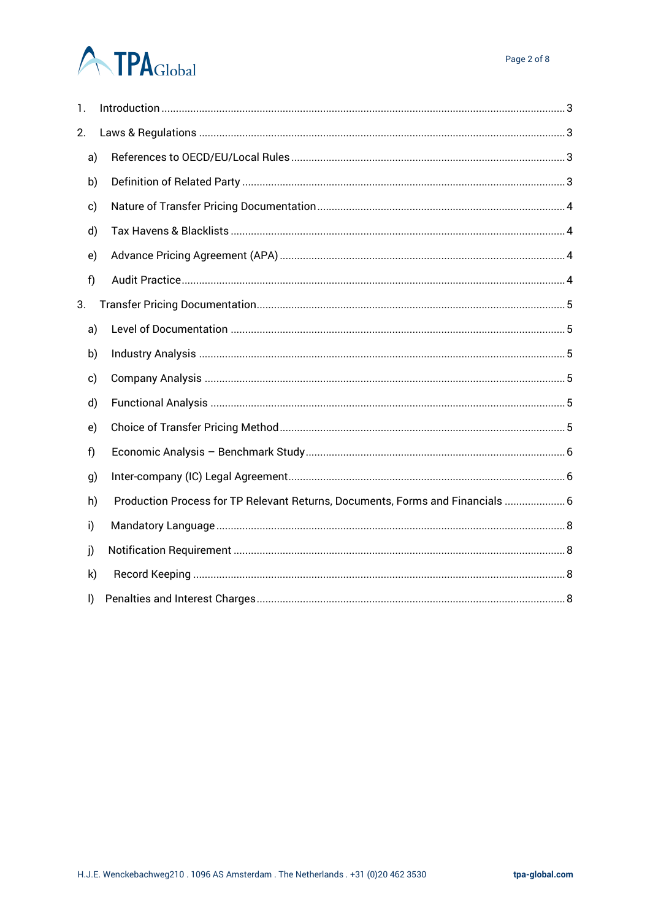1. Introduction ........................................................ 3
2. Laws & Regulations ........................................................ 3
   a) References to OECD/EU/Local Rules ........................................................ 3
   b) Definition of Related Party ........................................................ 3
   c) Nature of Transfer Pricing Documentation ........................................................ 4
   d) Tax Havens & Blacklists ........................................................ 4
   e) Advance Pricing Agreement (APA) ........................................................ 4
   f) Audit Practice ........................................................ 4
3. Transfer Pricing Documentation ........................................................ 5
   a) Level of Documentation ........................................................ 5
   b) Industry Analysis ........................................................ 5
   c) Company Analysis ........................................................ 5
   d) Functional Analysis ........................................................ 5
   e) Choice of Transfer Pricing Method ........................................................ 5
   f) Economic Analysis – Benchmark Study ........................................................ 6
   g) Inter-company (IC) Legal Agreement ........................................................ 6
   h) Production Process for TP Relevant Returns, Documents, Forms and Financials ........................................................ 6
   i) Mandatory Language ........................................................ 8
   j) Notification Requirement ........................................................ 8
   k) Record Keeping ........................................................ 8
   l) Penalties and Interest Charges ........................................................ 8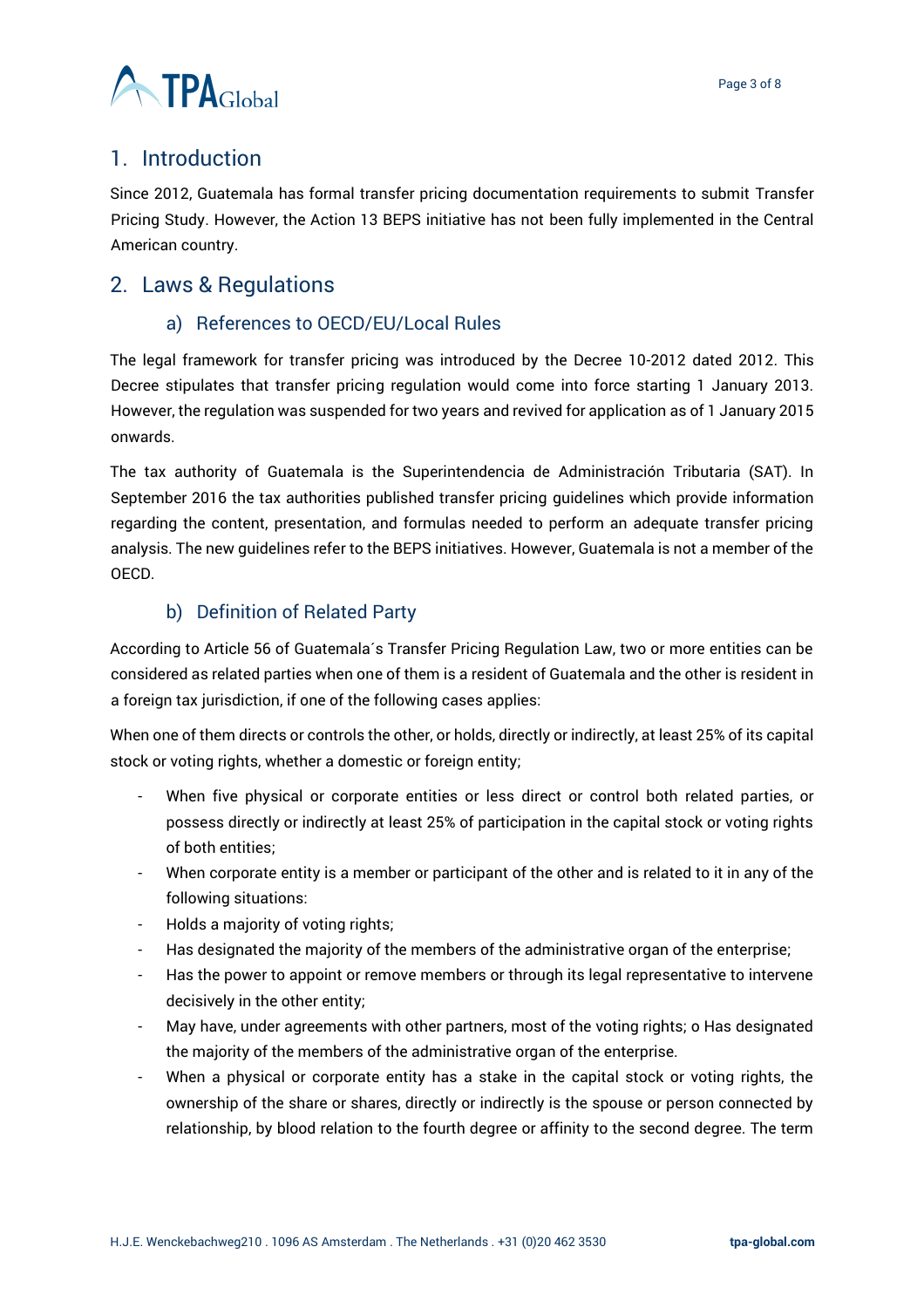## 1. Introduction

Since 2012, Guatemala has formal transfer pricing documentation requirements to submit Transfer Pricing Study. However, the Action 13 BEPS initiative has not been fully implemented in the Central American country.

## 2. Laws & Regulations

### a) References to OECD/EU/Local Rules

The legal framework for transfer pricing was introduced by the Decree 10-2012 dated 2012. This Decree stipulates that transfer pricing regulation would come into force starting 1 January 2013. However, the regulation was suspended for two years and revived for application as of 1 January 2015 onwards.

The tax authority of Guatemala is the Superintendencia de Administración Tributaria (SAT). In September 2016 the tax authorities published transfer pricing guidelines which provide information regarding the content, presentation, and formulas needed to perform an adequate transfer pricing analysis. The new guidelines refer to the BEPS initiatives. However, Guatemala is not a member of the OECD.

### b) Definition of Related Party

According to Article 56 of Guatemala´s Transfer Pricing Regulation Law, two or more entities can be considered as related parties when one of them is a resident of Guatemala and the other is resident in a foreign tax jurisdiction, if one of the following cases applies:

When one of them directs or controls the other, or holds, directly or indirectly, at least 25% of its capital stock or voting rights, whether a domestic or foreign entity;

- When five physical or corporate entities or less direct or control both related parties, or possess directly or indirectly at least 25% of participation in the capital stock or voting rights of both entities;
- When corporate entity is a member or participant of the other and is related to it in any of the following situations:
- Holds a majority of voting rights;
- Has designated the majority of the members of the administrative organ of the enterprise;
- Has the power to appoint or remove members or through its legal representative to intervene decisively in the other entity;
- May have, under agreements with other partners, most of the voting rights; o Has designated the majority of the members of the administrative organ of the enterprise.
- When a physical or corporate entity has a stake in the capital stock or voting rights, the ownership of the share or shares, directly or indirectly is the spouse or person connected by relationship, by blood relation to the fourth degree or affinity to the second degree. The term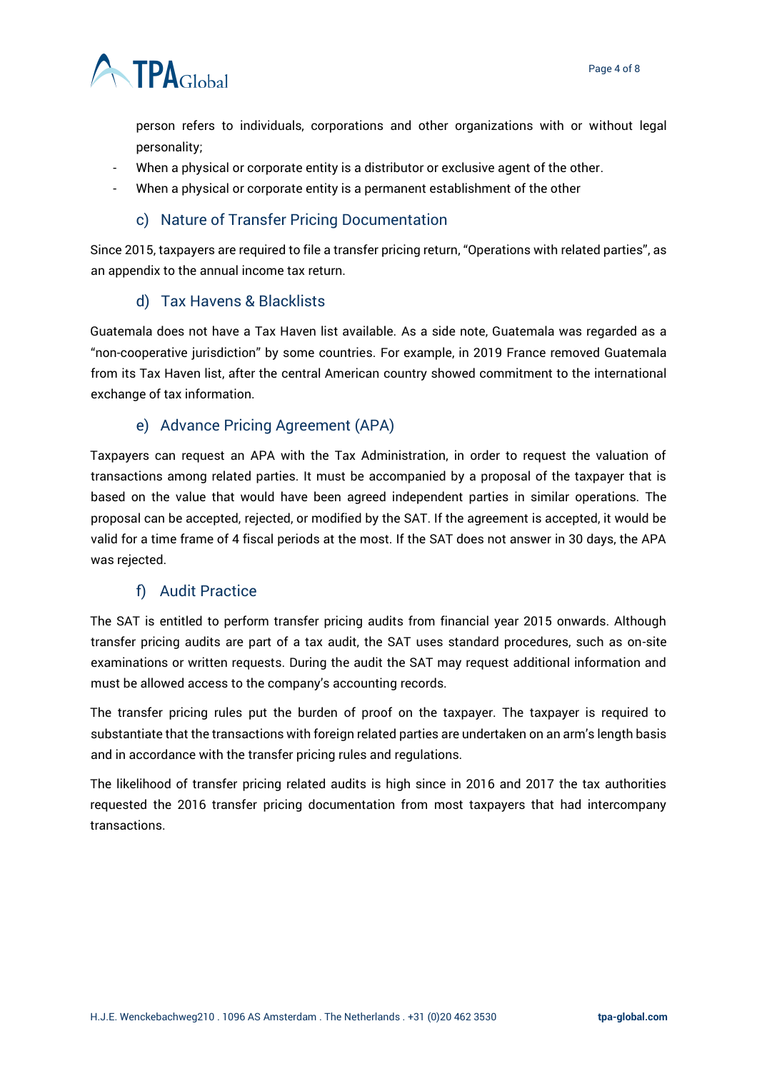person refers to individuals, corporations and other organizations with or without legal personality;

- When a physical or corporate entity is a distributor or exclusive agent of the other.
- When a physical or corporate entity is a permanent establishment of the other

### c) Nature of Transfer Pricing Documentation

Since 2015, taxpayers are required to file a transfer pricing return, "Operations with related parties", as an appendix to the annual income tax return.

### d) Tax Havens & Blacklists

Guatemala does not have a Tax Haven list available. As a side note, Guatemala was regarded as a "non-cooperative jurisdiction" by some countries. For example, in 2019 France removed Guatemala from its Tax Haven list, after the central American country showed commitment to the international exchange of tax information.

### e) Advance Pricing Agreement (APA)

Taxpayers can request an APA with the Tax Administration, in order to request the valuation of transactions among related parties. It must be accompanied by a proposal of the taxpayer that is based on the value that would have been agreed independent parties in similar operations. The proposal can be accepted, rejected, or modified by the SAT. If the agreement is accepted, it would be valid for a time frame of 4 fiscal periods at the most. If the SAT does not answer in 30 days, the APA was rejected.

### f) Audit Practice

The SAT is entitled to perform transfer pricing audits from financial year 2015 onwards. Although transfer pricing audits are part of a tax audit, the SAT uses standard procedures, such as on-site examinations or written requests. During the audit the SAT may request additional information and must be allowed access to the company's accounting records.

The transfer pricing rules put the burden of proof on the taxpayer. The taxpayer is required to substantiate that the transactions with foreign related parties are undertaken on an arm's length basis and in accordance with the transfer pricing rules and regulations.

The likelihood of transfer pricing related audits is high since in 2016 and 2017 the tax authorities requested the 2016 transfer pricing documentation from most taxpayers that had intercompany transactions.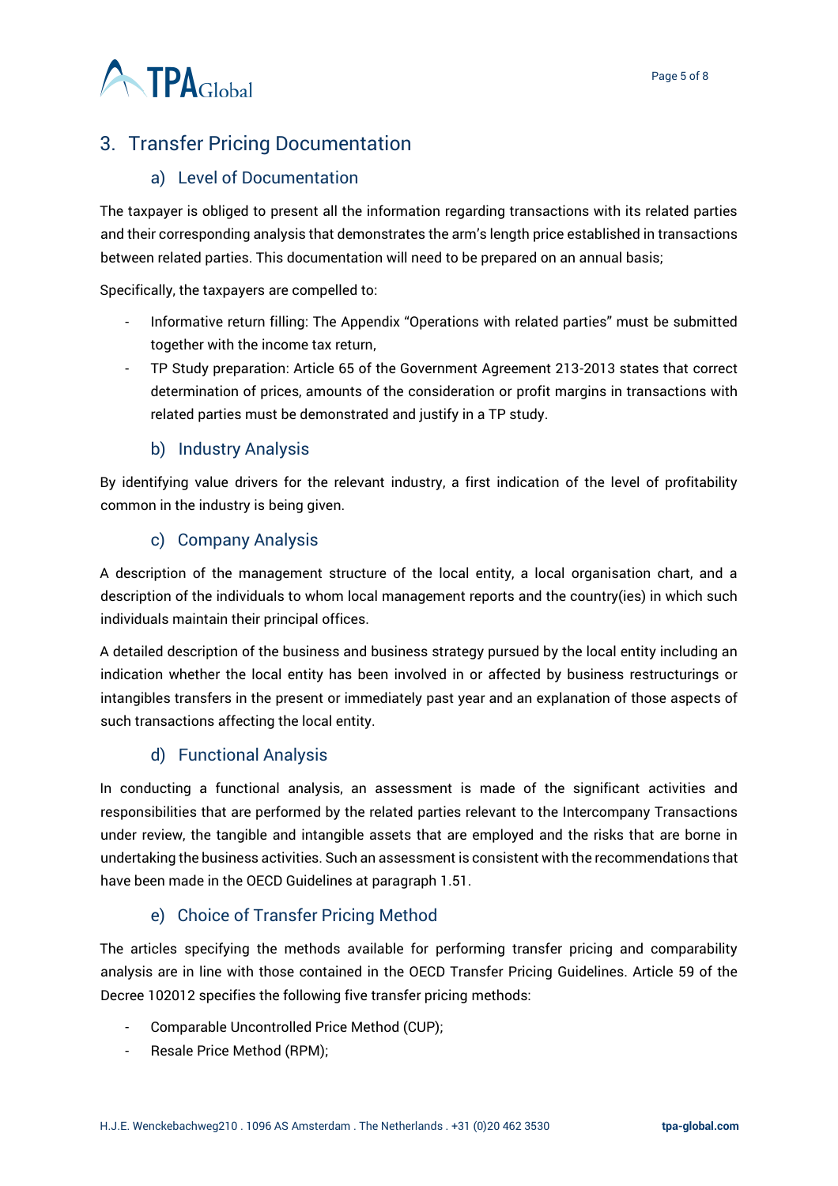## 3. Transfer Pricing Documentation

### a) Level of Documentation

The taxpayer is obliged to present all the information regarding transactions with its related parties and their corresponding analysis that demonstrates the arm's length price established in transactions between related parties. This documentation will need to be prepared on an annual basis;

Specifically, the taxpayers are compelled to:

- Informative return filling: The Appendix "Operations with related parties" must be submitted together with the income tax return,
- TP Study preparation: Article 65 of the Government Agreement 213-2013 states that correct determination of prices, amounts of the consideration or profit margins in transactions with related parties must be demonstrated and justify in a TP study.

### b) Industry Analysis

By identifying value drivers for the relevant industry, a first indication of the level of profitability common in the industry is being given.

### c) Company Analysis

A description of the management structure of the local entity, a local organisation chart, and a description of the individuals to whom local management reports and the country(ies) in which such individuals maintain their principal offices.

A detailed description of the business and business strategy pursued by the local entity including an indication whether the local entity has been involved in or affected by business restructurings or intangibles transfers in the present or immediately past year and an explanation of those aspects of such transactions affecting the local entity.

### d) Functional Analysis

In conducting a functional analysis, an assessment is made of the significant activities and responsibilities that are performed by the related parties relevant to the Intercompany Transactions under review, the tangible and intangible assets that are employed and the risks that are borne in undertaking the business activities. Such an assessment is consistent with the recommendations that have been made in the OECD Guidelines at paragraph 1.51.

### e) Choice of Transfer Pricing Method

The articles specifying the methods available for performing transfer pricing and comparability analysis are in line with those contained in the OECD Transfer Pricing Guidelines. Article 59 of the Decree 102012 specifies the following five transfer pricing methods:

- Comparable Uncontrolled Price Method (CUP);
- Resale Price Method (RPM);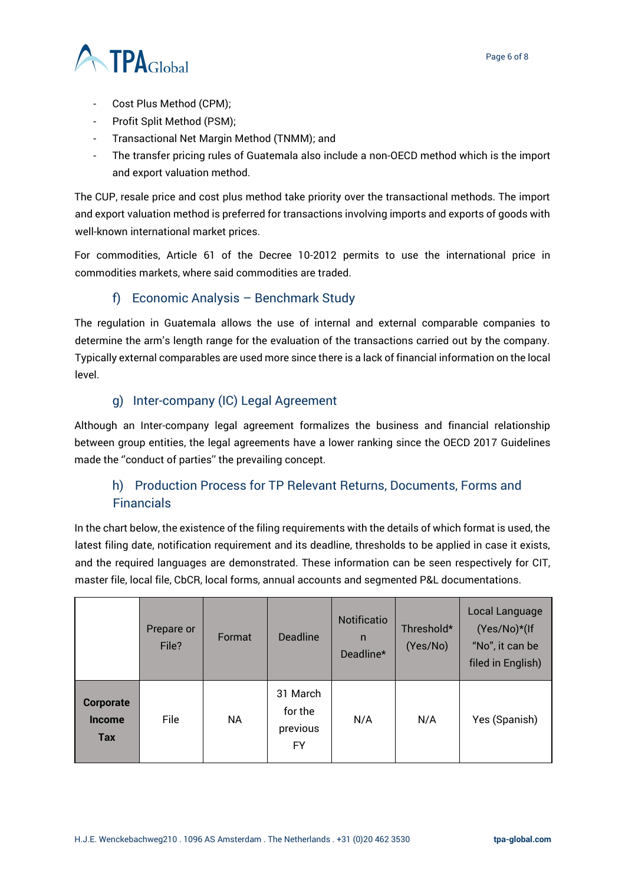- Cost Plus Method (CPM);
- Profit Split Method (PSM);
- Transactional Net Margin Method (TNMM); and
- The transfer pricing rules of Guatemala also include a non-OECD method which is the import and export valuation method.

The CUP, resale price and cost plus method take priority over the transactional methods. The import and export valuation method is preferred for transactions involving imports and exports of goods with well-known international market prices.

For commodities, Article 61 of the Decree 10-2012 permits to use the international price in commodities markets, where said commodities are traded.

### f) Economic Analysis – Benchmark Study

The regulation in Guatemala allows the use of internal and external comparable companies to determine the arm's length range for the evaluation of the transactions carried out by the company. Typically external comparables are used more since there is a lack of financial information on the local level.

### g) Inter-company (IC) Legal Agreement

Although an Inter-company legal agreement formalizes the business and financial relationship between group entities, the legal agreements have a lower ranking since the OECD 2017 Guidelines made the ''conduct of parties'' the prevailing concept.

### h) Production Process for TP Relevant Returns, Documents, Forms and Financials

In the chart below, the existence of the filing requirements with the details of which format is used, the latest filing date, notification requirement and its deadline, thresholds to be applied in case it exists, and the required languages are demonstrated. These information can be seen respectively for CIT, master file, local file, CbCR, local forms, annual accounts and segmented P&L documentations.

| | Prepare or File? | Format | Deadline | Notification Deadline* | Threshold* (Yes/No) | Local Language (Yes/No)*(If "No", it can be filed in English) |
|---|---|---|---|---|---|---|
| **Corporate Income Tax** | File | NA | 31 March for the previous FY | N/A | N/A | Yes (Spanish) |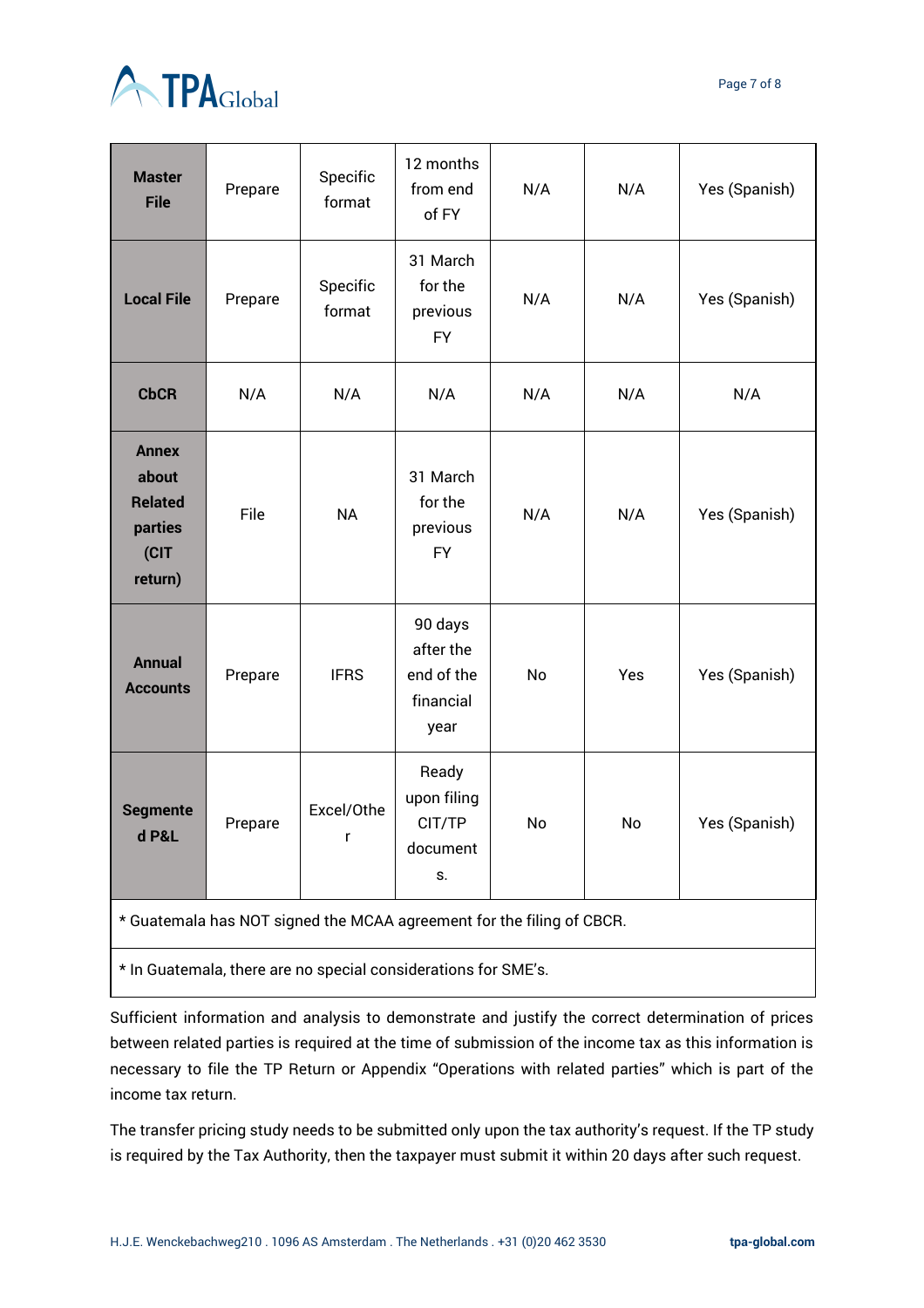| Master File | Prepare | Specific format | 12 months from end of FY | N/A | N/A | Yes (Spanish) |
|---|---|---|---|---|---|---|
| Local File | Prepare | Specific format | 31 March for the previous FY | N/A | N/A | Yes (Spanish) |
| CbCR | N/A | N/A | N/A | N/A | N/A | N/A |
| Annex about Related parties (CIT return) | File | NA | 31 March for the previous FY | N/A | N/A | Yes (Spanish) |
| Annual Accounts | Prepare | IFRS | 90 days after the end of the financial year | No | Yes | Yes (Spanish) |
| Segmented P&L | Prepare | Excel/Other | Ready upon filing CIT/TP documents. | No | No | Yes (Spanish) |

\* Guatemala has NOT signed the MCAA agreement for the filing of CBCR.

\* In Guatemala, there are no special considerations for SME's.

Sufficient information and analysis to demonstrate and justify the correct determination of prices between related parties is required at the time of submission of the income tax as this information is necessary to file the TP Return or Appendix "Operations with related parties" which is part of the income tax return.

The transfer pricing study needs to be submitted only upon the tax authority's request. If the TP study is required by the Tax Authority, then the taxpayer must submit it within 20 days after such request.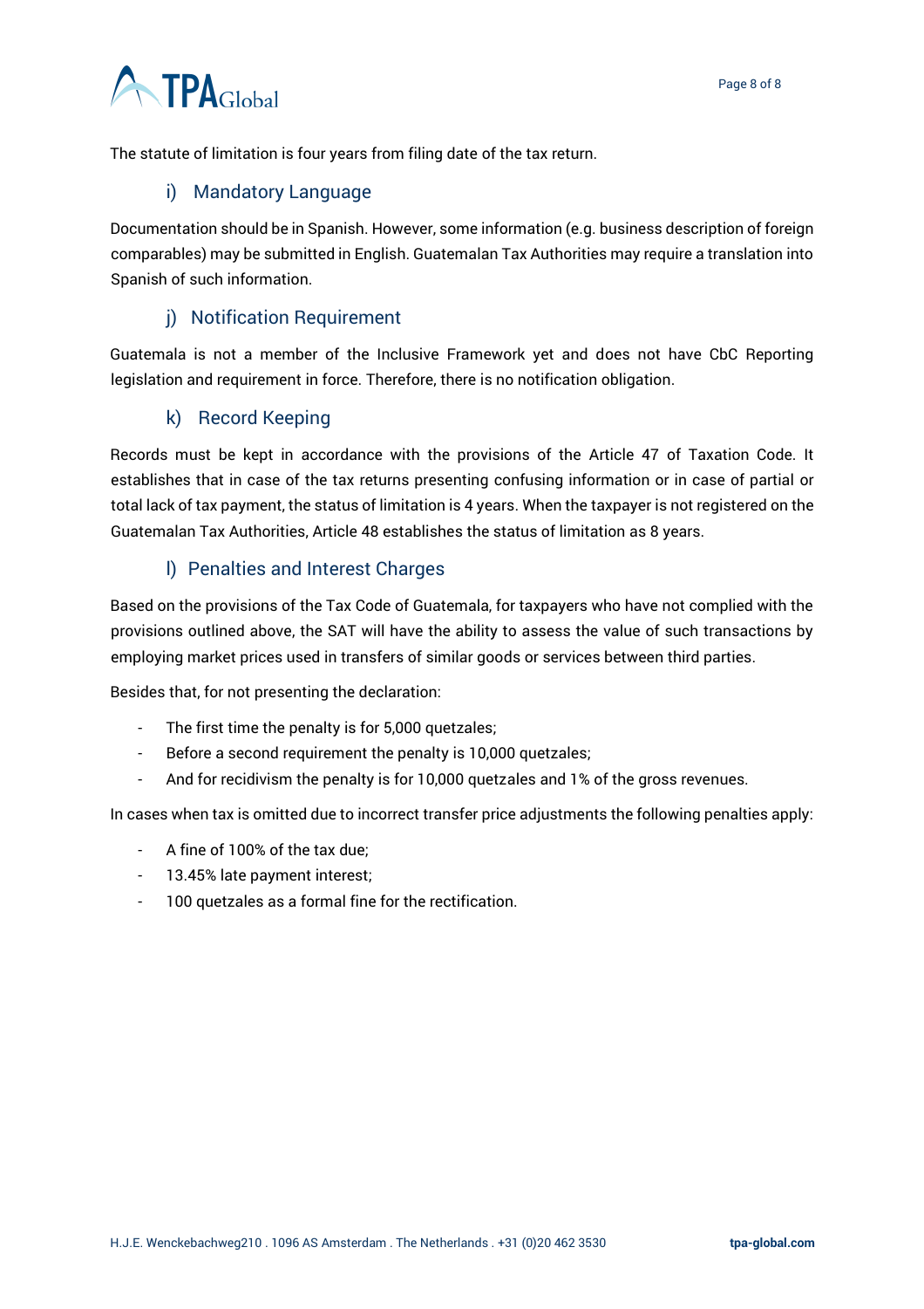The statute of limitation is four years from filing date of the tax return.

### i) Mandatory Language

Documentation should be in Spanish. However, some information (e.g. business description of foreign comparables) may be submitted in English. Guatemalan Tax Authorities may require a translation into Spanish of such information.

### j) Notification Requirement

Guatemala is not a member of the Inclusive Framework yet and does not have CbC Reporting legislation and requirement in force. Therefore, there is no notification obligation.

### k) Record Keeping

Records must be kept in accordance with the provisions of the Article 47 of Taxation Code. It establishes that in case of the tax returns presenting confusing information or in case of partial or total lack of tax payment, the status of limitation is 4 years. When the taxpayer is not registered on the Guatemalan Tax Authorities, Article 48 establishes the status of limitation as 8 years.

### l) Penalties and Interest Charges

Based on the provisions of the Tax Code of Guatemala, for taxpayers who have not complied with the provisions outlined above, the SAT will have the ability to assess the value of such transactions by employing market prices used in transfers of similar goods or services between third parties.

Besides that, for not presenting the declaration:

- The first time the penalty is for 5,000 quetzales;
- Before a second requirement the penalty is 10,000 quetzales;
- And for recidivism the penalty is for 10,000 quetzales and 1% of the gross revenues.

In cases when tax is omitted due to incorrect transfer price adjustments the following penalties apply:

- A fine of 100% of the tax due;
- 13.45% late payment interest;
- 100 quetzales as a formal fine for the rectification.